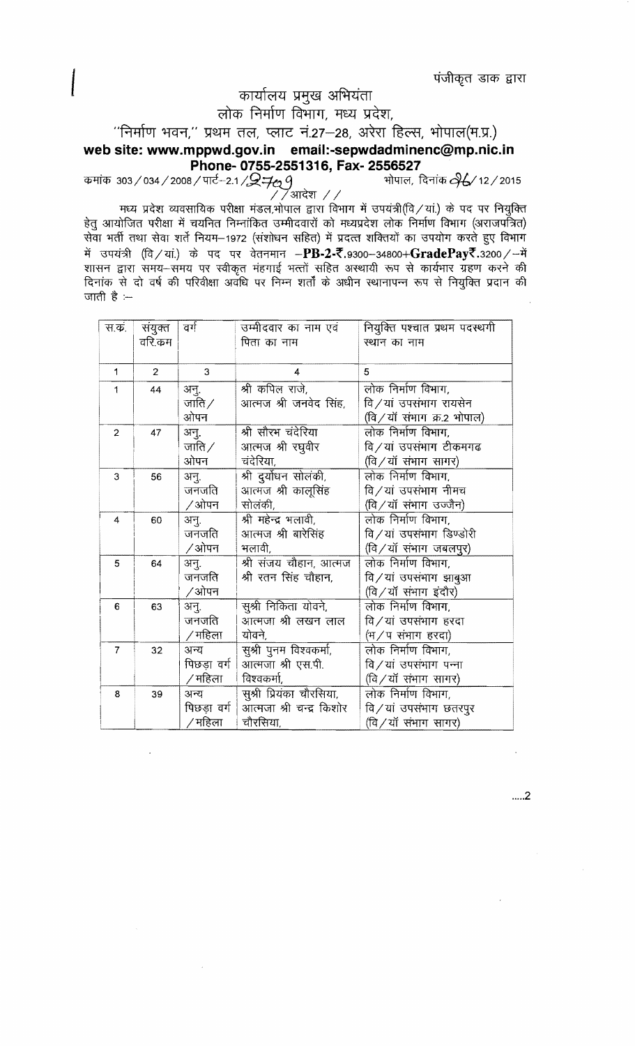पंजीकृत डाक द्वारा

# कार्यालय प्रमुख अभियंता
## लोक निर्माण विभाग, मध्य प्रदेश,
### "निर्माण भवन," प्रथम तल, प्लाट नं.27–28, अरेरा हिल्स, भोपाल(म.प्र.)

**web site: www.mppwd.gov.in email:-sepwdadminenc@mp.nic.in**
**Phone- 0755-2551316, Fax- 2556527**

कमांक 303/034/2008/पार्ट–2.1/2709 भोपाल, दिनांक 26/12/2015

//आदेश //

मध्य प्रदेश व्यवसायिक परीक्षा मंडल,भोपाल द्वारा विभाग में उपयंत्री(वि/यां.) के पद पर नियुक्ति हेतु आयोजित परीक्षा में चयनित निम्नांकित उम्मीदवारों को मध्यप्रदेश लोक निर्माण विभाग (अराजपत्रित) सेवा भर्ती तथा सेवा शर्ते नियम–1972 (संशोधन सहित) में प्रदत्त शक्तियों का उपयोग करते हुए विभाग में उपयंत्री (वि/यां.) के पद पर वेतनमान –**PB-2-₹.**9300–34800+**GradePay₹.**3200/–में शासन द्वारा समय–समय पर स्वीकृत मंहगाई भत्तों सहित अस्थायी रूप से कार्यभार ग्रहण करने की दिनांक से दो वर्ष की परिवीक्षा अवधि पर निम्न शर्तों के अधीन स्थानापन्न रूप से नियुक्ति प्रदान की जाती है :–

| स.क्र. | संयुक्त वरि.कम | वर्ग | उम्मीदवार का नाम एवं पिता का नाम | नियुक्ति पश्चात प्रथम पदस्थगी स्थान का नाम |
|---|---|---|---|---|
| 1 | 2 | 3 | 4 | 5 |
| 1 | 44 | अनु. जाति/ ओपन | श्री कपिल राजे, आत्मज श्री जनवेद सिंह, | लोक निर्माण विभाग, वि/यां उपसंभाग रायसेन (वि/यॉ संभाग क्र.2 भोपाल) |
| 2 | 47 | अनु. जाति/ ओपन | श्री सौरभ चंदेरिया आत्मज श्री रघुवीर चंदेरिया, | लोक निर्माण विभाग, वि/यां उपसंभाग टीकमगढ (वि/यॉ संभाग सागर) |
| 3 | 56 | अनु. जनजति /ओपन | श्री दुर्योधन सोलंकी, आत्मज श्री कालूसिंह सोलंकी, | लोक निर्माण विभाग, वि/यां उपसंभाग नीमच (वि/यॉ संभाग उज्जैन) |
| 4 | 60 | अनु. जनजति /ओपन | श्री महेन्द्र भलावी, आत्मज श्री बारेसिंह भलावी, | लोक निर्माण विभाग, वि/यां उपसंभाग डिण्डोरी (वि/यॉ संभाग जबलपुर) |
| 5 | 64 | अनु. जनजति /ओपन | श्री संजय चौहान, आत्मज श्री रतन सिंह चौहान, | लोक निर्माण विभाग, वि/यां उपसंभाग झाबुआ (वि/यॉ संभाग इंदौर) |
| 6 | 63 | अनु. जनजति /महिला | सुश्री निकिता योवने, आत्मजा श्री लखन लाल योवने, | लोक निर्माण विभाग, वि/यां उपसंभाग हरदा (भ/प संभाग हरदा) |
| 7 | 32 | अन्य पिछड़ा वर्ग /महिला | सुश्री पुनम विश्वकर्मा, आत्मजा श्री एस.पी. विश्वकर्मा, | लोक निर्माण विभाग, वि/यां उपसंभाग पन्ना (वि/यॉ संभाग सागर) |
| 8 | 39 | अन्य पिछड़ा वर्ग /महिला | सुश्री प्रियंका चौरसिया, आत्मजा श्री चन्द्र किशोर चौरसिया, | लोक निर्माण विभाग, वि/यां उपसंभाग छतरपुर (वि/यॉ संभाग सागर) |

.....2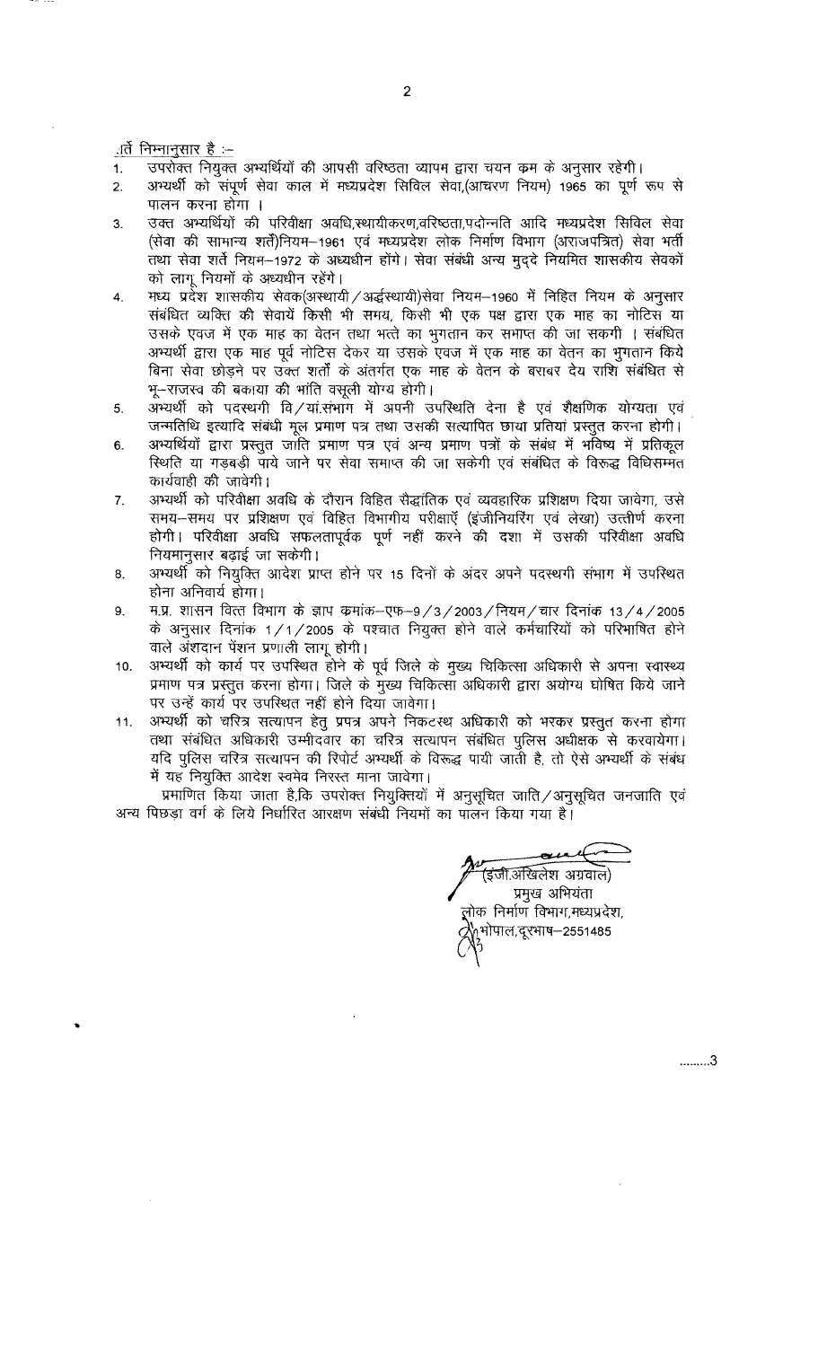शर्तें निम्नानुसार है :-

1. उपरोक्त नियुक्त अभ्यर्थियों की आपसी वरिष्ठता व्यापम द्वारा चयन कम के अनुसार रहेगी।
2. अभ्यर्थी को संपूर्ण सेवा काल में मध्यप्रदेश सिविल सेवा,(आचरण नियम) 1965 का पूर्ण रूप से पालन करना होगा ।
3. उक्त अभ्यर्थियों की परिवीक्षा अवधि,स्थायीकरण,वरिष्ठता,पदोन्नति आदि मध्यप्रदेश सिविल सेवा (सेवा की सामान्य शर्तें)नियम–1961 एवं मध्यप्रदेश लोक निर्माण विभाग (अराजपत्रित) सेवा भर्ती तथा सेवा शर्तें नियम–1972 के अध्यधीन होंगे। सेवा संबंधी अन्य मुद्दे नियमित शासकीय सेवकों को लागू नियमों के अध्यधीन रहेंगे।
4. मध्य प्रदेश शासकीय सेवक(अस्थायी/अर्द्धस्थायी)सेवा नियम–1960 में निहित नियम के अनुसार संबंधित व्यक्ति की सेवायें किसी भी समय, किसी भी एक पक्ष द्वारा एक माह का नोटिस या उसके एवज में एक माह का वेतन तथा भत्ते का भुगतान कर समाप्त की जा सकगी । संबंधित अभ्यर्थी द्वारा एक माह पूर्व नोटिस देकर या उसके एवज में एक माह का वेतन का भुगतान किये बिना सेवा छोड़ने पर उक्त शर्तों के अंतर्गत एक माह के वेतन के बराबर देय राशि संबंधित से भू–राजस्व की बकाया की भांति वसूली योग्य होगी।
5. अभ्यर्थी को पदस्थी वि/यां.संभाग में अपनी उपस्थिति देना है एवं शैक्षणिक योग्यता एवं जन्मतिथि इत्यादि संबंधी मूल प्रमाण पत्र तथा उसकी सत्यापित छाया प्रतियां प्रस्तुत करना होगी।
6. अभ्यर्थियों द्वारा प्रस्तुत जाति प्रमाण पत्र एवं अन्य प्रमाण पत्रों के संबंध में भविष्य में प्रतिकूल स्थिति या गड़बड़ी पाये जाने पर सेवा समाप्त की जा सकेगी एवं संबंधित के विरूद्ध विधिसम्मत कार्यवाही की जावेगी।
7. अभ्यर्थी को परिवीक्षा अवधि के दौरान विहित सैद्धांतिक एवं व्यवहारिक प्रशिक्षण दिया जावेगा, उसे समय–समय पर प्रशिक्षण एवं विहित विभागीय परीक्षाऍ (इंजीनियरिंग एवं लेखा) उत्तीर्ण करना होगी। परिवीक्षा अवधि सफलतापूर्वक पूर्ण नहीं करने की दशा में उसकी परिवीक्षा अवधि नियमानुसार बढ़ाई जा सकेगी।
8. अभ्यर्थी को नियुक्ति आदेश प्राप्त होने पर 15 दिनों के अंदर अपने पदस्थगी संभाग में उपस्थित होना अनिवार्य होगा।
9. म.प्र. शासन वित्त विभाग के ज्ञाप कमांक–एफ–9/3/2003/नियम/चार दिनांक 13/4/2005 के अनुसार दिनांक 1/1/2005 के पश्चात नियुक्त होने वाले कर्मचारियों को परिभाषित होने वाले अंशदान पेंशन प्रणाली लागू होगी।
10. अभ्यर्थी को कार्य पर उपस्थित होने के पूर्व जिले के मुख्य चिकित्सा अधिकारी से अपना स्वास्थ्य प्रमाण पत्र प्रस्तुत करना होगा। जिले के मुख्य चिकित्सा अधिकारी द्वारा अयोग्य घोषित किये जाने पर उन्हें कार्य पर उपस्थित नहीं होने दिया जावेगा।
11. अभ्यर्थी को चरित्र सत्यापन हेतु प्रपत्र अपने निकटस्थ अधिकारी को भरकर प्रस्तुत करना होगा तथा संबंधित अधिकारी उम्मीदवार का चरित्र सत्यापन संबंधित पुलिस अधीक्षक से करवायेगा। यदि पुलिस चरित्र सत्यापन की रिपोर्ट अभ्यर्थी के विरूद्ध पायी जाती है, तो ऐसे अभ्यर्थी के संबंध में यह नियुक्ति आदेश स्वमेव निरस्त माना जावेगा।

प्रमाणित किया जाता है,कि उपरोक्त नियुक्तियों में अनुसूचित जाति/अनुसूचित जनजाति एवं अन्य पिछड़ा वर्ग के लिये निर्धारित आरक्षण संबंधी नियमों का पालन किया गया है।

(इंजी.अखिलेश अग्रवाल)
प्रमुख अभियंता
लोक निर्माण विभाग,मध्यप्रदेश,
भोपाल,दूरभाष–2551485

.........3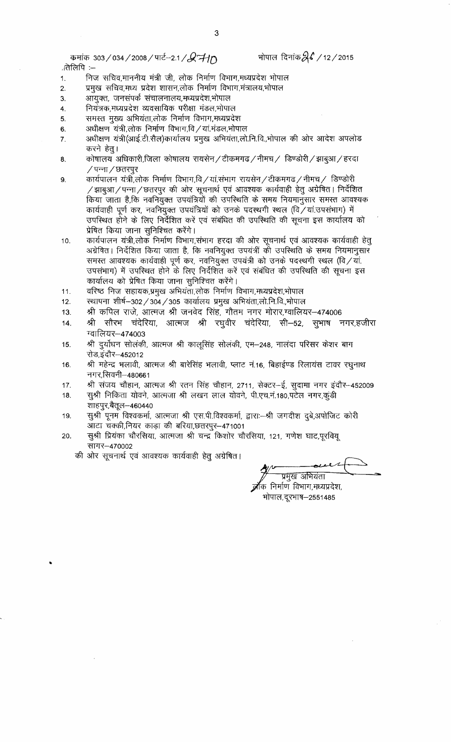क्रमांक 303/034/2008/पार्ट–2.1/2710 भोपाल दिनांक 26/12/2015

प्रतिलिपि :–

1. निज सचिव,माननीय मंत्री जी, लोक निर्माण विभाग,मध्यप्रदेश भोपाल
2. प्रमुख सचिव,मध्य प्रदेश शासन,लोक निर्माण विभाग,मंत्रालय,भोपाल
3. आयुक्त, जनसंपर्क संचालनालय,मध्यप्रदेश,भोपाल
4. नियंत्रक,मध्यप्रदेश व्यवसायिक परीक्षा मंडल,भोपाल
5. समस्त मुख्य अभियंता,लोक निर्माण विभाग,मध्यप्रदेश
6. अधीक्षण यंत्री,लोक निर्माण विभाग,वि/यां.मंडल,भोपाल
7. अधीक्षण यंत्री(आई.टी.सैल)कार्यालय प्रमुख अभियंता,लो.नि.वि.,भोपाल की ओर आदेश अपलोड करने हेतु।
8. कोषालय अधिकारी,जिला कोषालय रायसेन/टीकमगढ/नीमच/ डिण्डोरी/झाबुआ/हरदा/पन्ना/छतरपुर
9. कार्यपालन यंत्री,लोक निर्माण विभाग,वि/यां.संभाग रायसेन/टीकमगढ/नीमच/ डिण्डोरी/झाबुआ/पन्ना/छतरपुर की ओर सूचनार्थ एवं आवश्यक कार्यवाही हेतु अग्रेषित। निर्देशित किया जाता है,कि नवनियुक्त उपयंत्रियों की उपस्थिति के समय नियमानुसार समस्त आवश्यक कार्यवाही पूर्ण कर, नवनियुक्त उपयंत्रियों को उनके पदस्थगी स्थल (वि/यां.उपसंभाग) में उपस्थित होने के लिए निर्देशित करें एवं संबंधित की उपस्थिति की सूचना इस कार्यालय को प्रेषित किया जाना सुनिश्चित करेंगे।
10. कार्यपालन यंत्री,लोक निर्माण विभाग,संभाग हरदा की ओर सूचनार्थ एवं आवश्यक कार्यवाही हेतु अग्रेषित। निर्देशित किया जाता है, कि नवनियुक्त उपयंत्रीं की उपस्थिति के समय नियमानुसार समस्त आवश्यक कार्यवाही पूर्ण कर, नवनियुक्त उपयंत्री को उनके पदस्थगी स्थल (वि/यां. उपसंभाग) में उपस्थित होने के लिए निर्देशित करें एवं संबंधित की उपस्थिति की सूचना इस कार्यालय को प्रेषित किया जाना सुनिश्चित करेंगे।
11. वरिष्ठ निज सहायक,प्रमुख अभियंता,लोक निर्माण विभाग,मध्यप्रदेश,भोपाल
12. स्थापना शीर्ष–302/304/305 कार्यालय प्रमुख अभियंता,लो.नि.वि.,भोपाल
13. श्री कपिल राजे, आत्मज श्री जनवेद सिंह, गौतम नगर मोरार,ग्वालियर–474006
14. श्री सौरभ चंदेरिया, आत्मज श्री रघुवीर चंदेरिया, सी–52, सुभाष नगर,हजीरा ग्वालियर–474003
15. श्री दुर्योधन सोलंकी, आत्मज श्री कालूसिंह सोलंकी, एम–248, नालंदा परिसर केशर बाग रोड,इंदौर–452012
16. श्री महेन्द्र भलावी, आत्मज श्री बारेसिंह भलावी, प्लाट नं.16, बिहाईण्ड रिलायंस टावर रघुनाथ नगर,सिवनी–480661
17. श्री संजय चौहान, आत्मज श्री रतन सिंह चौहान, 2711, सेक्टर–ई, सुदामा नगर इंदौर–452009
18. सुश्री निकिता योवने, आत्मजा श्री लखन लाल योवने, पी.एच.नं.180,पटेल नगर,कुंडी शाहपुर,बैतूल–460440
19. सुश्री पूनम विश्वकर्मा, आत्मजा श्री एस.पी.विश्वकर्मा, द्वारा:–श्री जगदीश दुबे,अपोजिट कोरी आटा चक्की,नियर काड़ा की बरिया,छतरपुर–471001
20. सुश्री प्रियंका चौरसिया, आत्मजा श्री चन्द्र किशोर चौरसिया, 121, गणेश घाट,पुरवियू सागर–470002

की ओर सूचनार्थ एवं आवश्यक कार्यवाही हेतु अग्रेषित।

प्रमुख अभियंता
लोक निर्माण विभाग,मध्यप्रदेश,
भोपाल,दूरभाष–2551485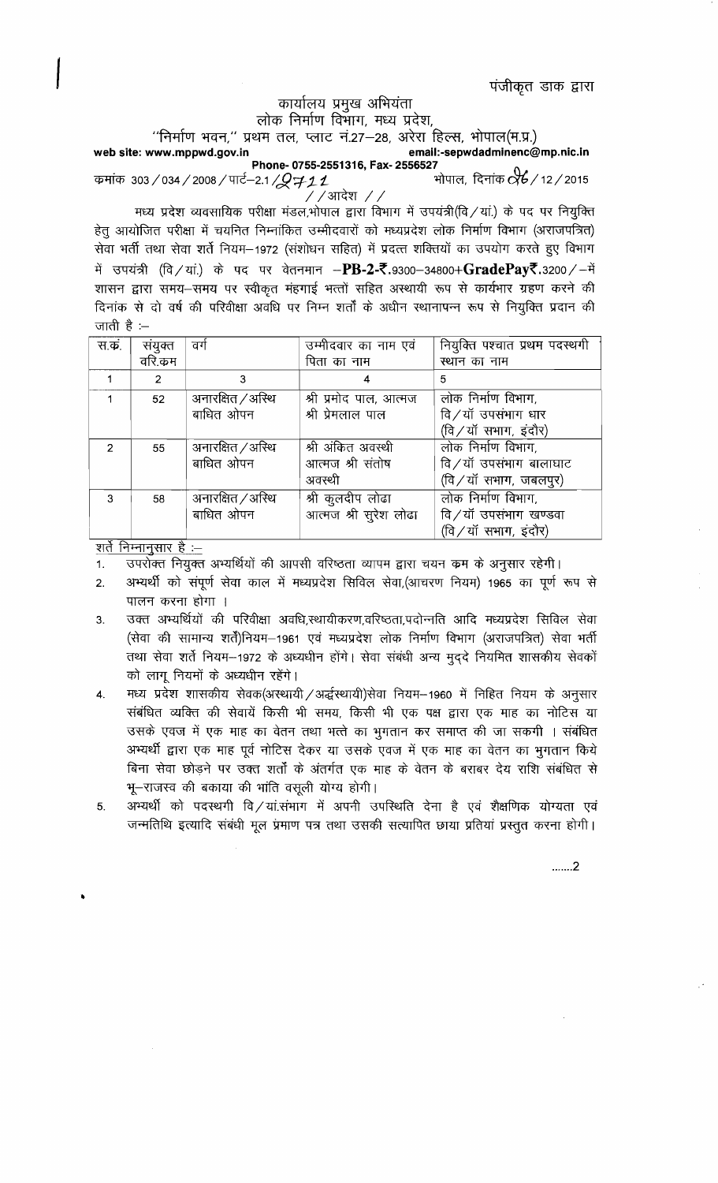पंजीकृत डाक द्वारा

## कार्यालय प्रमुख अभियंता
## लोक निर्माण विभाग, मध्य प्रदेश,
"निर्माण भवन," प्रथम तल, प्लाट नं.27–28, अरेरा हिल्स, भोपाल(म.प्र.)

**web site: www.mppwd.gov.in** **email:-sepwdadminenc@mp.nic.in**

**Phone- 0755-2551316, Fax- 2556527**

कमांक 303 / 034 / 2008 / पार्ट–2.1 / 2711 भोपाल, दिनांक 26 / 12 / 2015

/ / आदेश / /

मध्य प्रदेश व्यवसायिक परीक्षा मंडल,भोपाल द्वारा विभाग में उपयंत्री(वि / यां.) के पद पर नियुक्ति हेतु आयोजित परीक्षा में चयनित निम्नांकित उम्मीदवारों को मध्यप्रदेश लोक निर्माण विभाग (अराजपत्रित) सेवा भर्ती तथा सेवा शर्ते नियम–1972 (संशोधन सहित) में प्रदत्त शक्तियों का उपयोग करते हुए विभाग में उपयंत्री (वि / यां.) के पद पर वेतनमान –**PB-2-₹.**9300–34800+**GradePay₹.**3200 / –में शासन द्वारा समय–समय पर स्वीकृत मंहगाई भत्तों सहित अस्थायी रूप से कार्यभार ग्रहण करने की दिनांक से दो वर्ष की परिवीक्षा अवधि पर निम्न शर्तों के अधीन स्थानापन्न रूप से नियुक्ति प्रदान की जाती है :–

| स.क्र. | संयुक्त वरि.कम | वर्ग | उम्मीदवार का नाम एवं पिता का नाम | नियुक्ति पश्चात प्रथम पदस्थगी स्थान का नाम |
|---|---|---|---|---|
| 1 | 2 | 3 | 4 | 5 |
| 1 | 52 | अनारक्षित / अस्थि बाधित ओपन | श्री प्रमोद पाल, आत्मज श्री प्रेमलाल पाल | लोक निर्माण विभाग, वि / यॉ उपसंभाग धार (वि / यॉ सभाग, इंदौर) |
| 2 | 55 | अनारक्षित / अस्थि बाधित ओपन | श्री अंकित अवस्थी आत्मज श्री संतोष अवस्थी | लोक निर्माण विभाग, वि / यॉ उपसंभाग बालाघाट (वि / यॉ सभाग, जबलपुर) |
| 3 | 58 | अनारक्षित / अस्थि बाधित ओपन | श्री कुलदीप लोढा आत्मज श्री सुरेश लोढा | लोक निर्माण विभाग, वि / यॉ उपसंभाग खण्डवा (वि / यॉ सभाग, इंदौर) |

शर्ते निम्नानुसार है :–

1. उपरोक्त नियुक्त अभ्यर्थियों की आपसी वरिष्ठता व्यापम द्वारा चयन कम के अनुसार रहेगी।
2. अभ्यर्थी को संपूर्ण सेवा काल में मध्यप्रदेश सिविल सेवा,(आचरण नियम) 1965 का पूर्ण रूप से पालन करना होगा ।
3. उक्त अभ्यर्थियों की परिवीक्षा अवधि,स्थायीकरण,वरिष्ठता,पदोन्नति आदि मध्यप्रदेश सिविल सेवा (सेवा की सामान्य शर्तें)नियम–1961 एवं मध्यप्रदेश लोक निर्माण विभाग (अराजपत्रित) सेवा भर्ती तथा सेवा शर्ते नियम–1972 के अध्यधीन होंगे। सेवा संबंधी अन्य मुद्दे नियमित शासकीय सेवकों को लागू नियमों के अध्यधीन रहेंगे।
4. मध्य प्रदेश शासकीय सेवक(अस्थायी / अर्द्धस्थायी)सेवा नियम–1960 में निहित नियम के अनुसार संबंधित व्यक्ति की सेवायें किसी भी समय, किसी भी एक पक्ष द्वारा एक माह का नोटिस या उसके एवज में एक माह का वेतन तथा भत्ते का भुगतान कर समाप्त की जा सकगी । संबंधित अभ्यर्थी द्वारा एक माह पूर्व नोटिस देकर या उसके एवज में एक माह का वेतन का भुगतान किये बिना सेवा छोड़ने पर उक्त शर्तों के अंतर्गत एक माह के वेतन के बराबर देय राशि संबंधित से भू–राजस्व की बकाया की भांति वसूली योग्य होगी।
5. अभ्यर्थी को पदस्थगी वि / यां.संभाग में अपनी उपस्थिति देना है एवं शैक्षणिक योग्यता एवं जन्मतिथि इत्यादि संबंधी मूल प्रमाण पत्र तथा उसकी सत्यापित छाया प्रतियां प्रस्तुत करना होगी।

.......2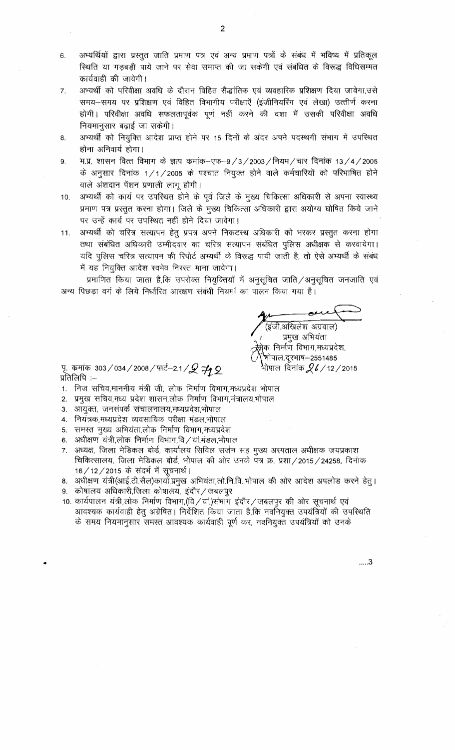6. अभ्यर्थियों द्वारा प्रस्तुत जाति प्रमाण पत्र एवं अन्य प्रमाण पत्रों के संबंध में भविष्य में प्रतिकूल स्थिति या गड़बड़ी पाये जाने पर सेवा समाप्त की जा सकेगी एवं संबंधित के विरूद्ध विधिसम्मत कार्यवाही की जावेगी।
7. अभ्यर्थी को परिवीक्षा अवधि के दौरान विहित सैद्धांतिक एवं व्यवहारिक प्रशिक्षण दिया जावेगा,उसे समय–समय पर प्रशिक्षण एवं विहित विभागीय परीक्षाएँ (इंजीनियरिंग एवं लेखा) उत्तीर्ण करना होगी। परिवीक्षा अवधि सफलतापूर्वक पूर्ण नहीं करने की दशा में उसकी परिवीक्षा अवधि नियमानुसार बढ़ाई जा सकेगी।
8. अभ्यर्थी को नियुक्ति आदेश प्राप्त होने पर 15 दिनों के अंदर अपने पदस्थगी संभाग में उपस्थित होना अनिवार्य होगा।
9. म.प्र. शासन वित्त विभाग के ज्ञाप कमांक–एफ–9/3/2003/नियम/चार दिनांक 13/4/2005 के अनुसार दिनांक 1/1/2005 के पश्चात नियुक्त होने वाले कर्मचारियों को परिभाषित होने वाले अंशदान पेंशन प्रणाली लागू होगी।
10. अभ्यर्थी को कार्य पर उपस्थित होने के पूर्व जिले के मुख्य चिकित्सा अधिकारी से अपना स्वास्थ्य प्रमाण पत्र प्रस्तुत करना होगा। जिले के मुख्य चिकित्सा अधिकारी द्वारा अयोग्य घोषित किये जाने पर उन्हें कार्य पर उपस्थित नहीं होने दिया जावेगा।
11. अभ्यर्थी को चरित्र सत्यापन हेतु प्रपत्र अपने निकटस्थ अधिकारी को भरकर प्रस्तुत करना होगा तथा संबंधित अधिकारी उम्मीदवार का चरित्र सत्यापन संबंधित पुलिस अधीक्षक से करवायेगा। यदि पुलिस चरित्र सत्यापन की रिपोर्ट अभ्यर्थी के विरूद्ध पायी जाती है, तो ऐसे अभ्यर्थी के संबंध में यह नियुक्ति आदेश स्वमेव निरस्त माना जावेगा।

प्रमाणित किया जाता है,कि उपरोक्त नियुक्तियों में अनुसूचित जाति/अनुसूचित जनजाति एवं अन्य पिछड़ा वर्ग के लिये निर्धारित आरक्षण संबंधी नियमों का पालन किया गया है।

(इंजी.अखिलेश अग्रवाल)
प्रमुख अभियंता
लोक निर्माण विभाग,मध्यप्रदेश,
भोपाल,दूरभाष–2551485

पृ. कमांक 303/034/2008/पार्ट–2.1/2712　　　　भोपाल दिनांक 26/12/2015

प्रतिलिपि :–

1. निज सचिव,माननीय मंत्री जी, लोक निर्माण विभाग,मध्यप्रदेश भोपाल
2. प्रमुख सचिव,मध्य प्रदेश शासन,लोक निर्माण विभाग,मंत्रालय,भोपाल
3. आयुक्त, जनसंपर्क संचालनालय,मध्यप्रदेश,भोपाल
4. नियंत्रक,मध्यप्रदेश व्यवसायिक परीक्षा मंडल,भोपाल
5. समस्त मुख्य अभियंता,लोक निर्माण विभाग,मध्यप्रदेश
6. अधीक्षण यंत्री,लोक निर्माण विभाग,वि/यां.मंडल,भोपाल
7. अध्यक्ष, जिला मेडिकल बोर्ड, कार्यालय सिविल सर्जन सह मुख्य अस्पताल अधीक्षक जयप्रकाश चिकित्सालय, जिला मेडिकल बोर्ड, भोपाल की ओर उनके पत्र क्र. प्रशा/2015/24258, दिनांक 16/12/2015 के संदर्भ में सूचनार्थ।
8. अधीक्षण यंत्री(आई.टी.सैल)कार्या.प्रमुख अभियंता,लो.नि.वि.,भोपाल की ओर आदेश अपलोड करने हेतु।
9. कोषालय अधिकारी,जिला कोषालय, इंदौर/जबलपुर
10. कार्यपालन यंत्री,लोक निर्माण विभाग,(वि/यां.)संभाग इंदौर/जबलपुर की ओर सूचनार्थ एवं आवश्यक कार्यवाही हेतु अग्रेषित। निर्देशित किया जाता है,कि नवनियुक्त उपयंत्रियों की उपस्थिति के समय नियमानुसार समस्त आवश्यक कार्यवाही पूर्ण कर, नवनियुक्त उपयंत्रियों को उनके

.....3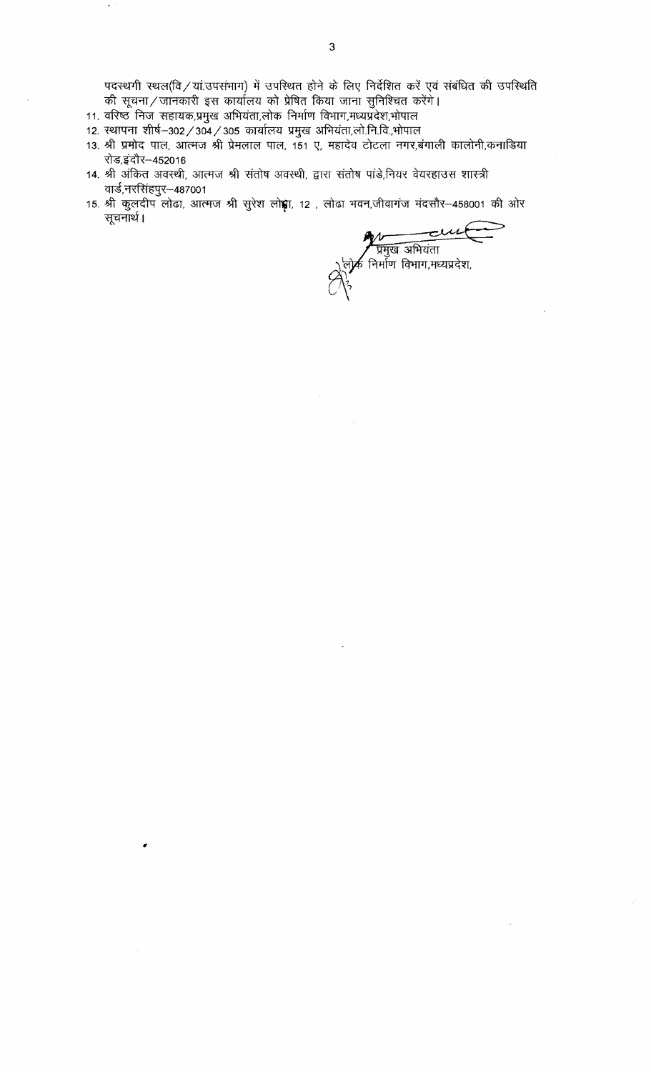पदस्थगी स्थल(वि/यां.उपसंभाग) में उपस्थित होने के लिए निर्देशित करें एवं संबंधित की उपस्थिति की सूचना/जानकारी इस कार्यालय को प्रेषित किया जाना सुनिश्चित करेंगे।

11. वरिष्ठ निज सहायक,प्रमुख अभियंता,लोक निर्माण विभाग,मध्यप्रदेश,भोपाल
12. स्थापना शीर्ष–302/304/305 कार्यालय प्रमुख अभियंता,लो.नि.वि.,भोपाल
13. श्री प्रमोद पाल, आत्मज श्री प्रेमलाल पाल, 151 ए, महादेव टोटला नगर,बंगाली कालोनी,कनाडिया रोड,इंदौर–452016
14. श्री अंकित अवस्थी, आत्मज श्री संतोष अवस्थी, द्वारा संतोष पांडे,नियर वेयरहाउस शास्त्री वार्ड,नरसिंहपुर–487001
15. श्री कुलदीप लोढा, आत्मज श्री सुरेश लोढा, 12 , लोढा भवन,जीवागंज मंदसौर–458001 की ओर सूचनार्थ।

प्रमुख अभियंता
लोक निर्माण विभाग,मध्यप्रदेश,